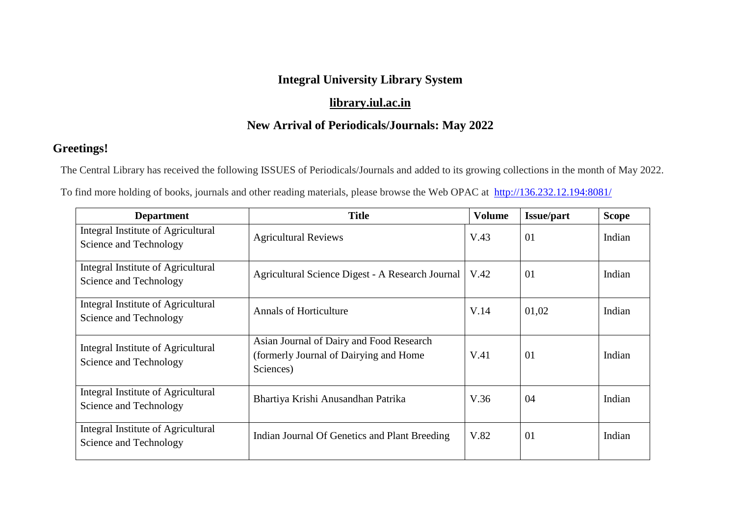# Integral University Library System

## library.iul.ac.in

## New Arrival of Periodicals/Journals: May 2022

### Greetings!

The Central Library has received the following ISSUES of Periodicals/Journals and added to its growing collections in the month of May 2022.

To find more holding of books, journals and other reading materials, please browse the Web OPAC at http://136.232.12.194:8081/

| Department | Title | Volume | Issue/part | Scope |
|---|---|---|---|---|
| Integral Institute of Agricultural Science and Technology | Agricultural Reviews | V.43 | 01 | Indian |
| Integral Institute of Agricultural Science and Technology | Agricultural Science Digest - A Research Journal | V.42 | 01 | Indian |
| Integral Institute of Agricultural Science and Technology | Annals of Horticulture | V.14 | 01,02 | Indian |
| Integral Institute of Agricultural Science and Technology | Asian Journal of Dairy and Food Research (formerly Journal of Dairying and Home Sciences) | V.41 | 01 | Indian |
| Integral Institute of Agricultural Science and Technology | Bhartiya Krishi Anusandhan Patrika | V.36 | 04 | Indian |
| Integral Institute of Agricultural Science and Technology | Indian Journal Of Genetics and Plant Breeding | V.82 | 01 | Indian |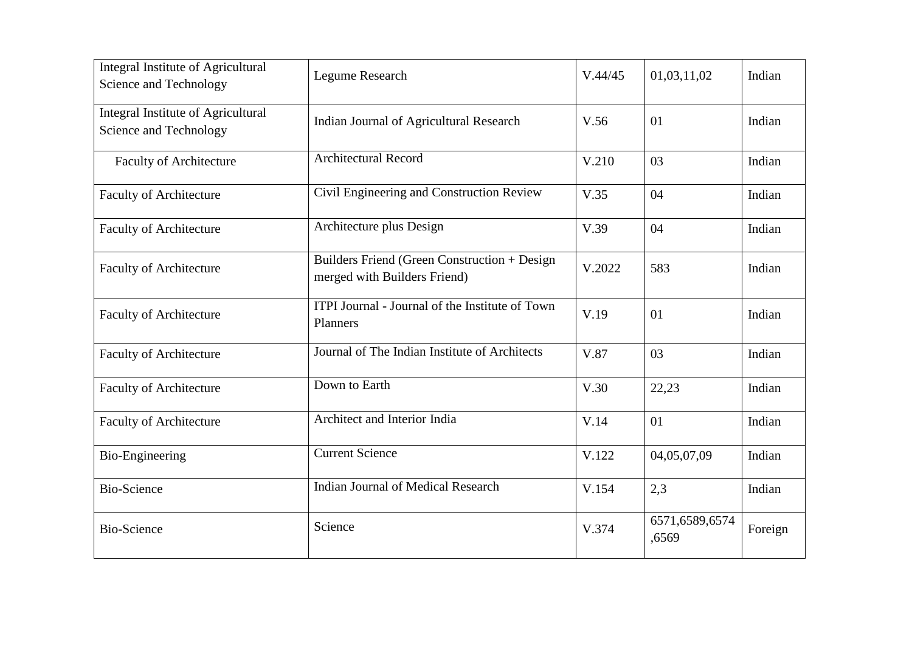| | | | | |
|---|---|---|---|---|
| Integral Institute of Agricultural Science and Technology | Legume Research | V.44/45 | 01,03,11,02 | Indian |
| Integral Institute of Agricultural Science and Technology | Indian Journal of Agricultural Research | V.56 | 01 | Indian |
| Faculty of Architecture | Architectural Record | V.210 | 03 | Indian |
| Faculty of Architecture | Civil Engineering and Construction Review | V.35 | 04 | Indian |
| Faculty of Architecture | Architecture plus Design | V.39 | 04 | Indian |
| Faculty of Architecture | Builders Friend (Green Construction + Design merged with Builders Friend) | V.2022 | 583 | Indian |
| Faculty of Architecture | ITPI Journal - Journal of the Institute of Town Planners | V.19 | 01 | Indian |
| Faculty of Architecture | Journal of The Indian Institute of Architects | V.87 | 03 | Indian |
| Faculty of Architecture | Down to Earth | V.30 | 22,23 | Indian |
| Faculty of Architecture | Architect and Interior India | V.14 | 01 | Indian |
| Bio-Engineering | Current Science | V.122 | 04,05,07,09 | Indian |
| Bio-Science | Indian Journal of Medical Research | V.154 | 2,3 | Indian |
| Bio-Science | Science | V.374 | 6571,6589,6574,6569 | Foreign |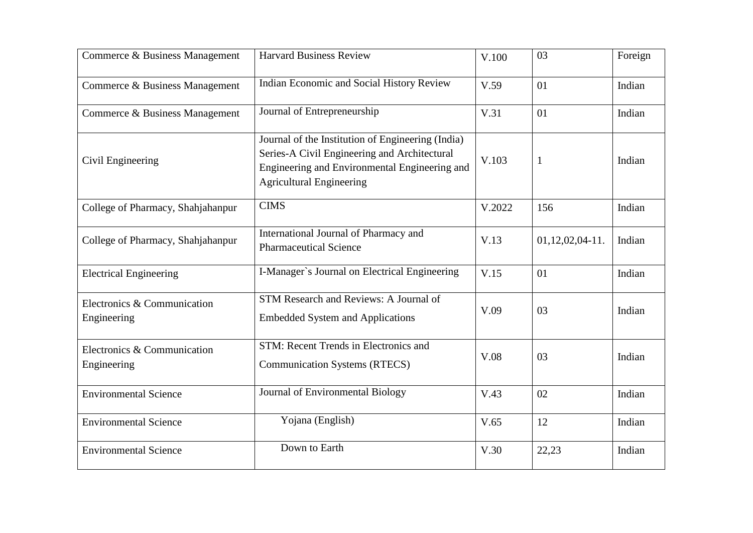| Commerce & Business Management | Harvard Business Review | V.100 | 03 | Foreign |
|---|---|---|---|---|
| Commerce & Business Management | Indian Economic and Social History Review | V.59 | 01 | Indian |
| Commerce & Business Management | Journal of Entrepreneurship | V.31 | 01 | Indian |
| Civil Engineering | Journal of the Institution of Engineering (India) Series-A Civil Engineering and Architectural Engineering and Environmental Engineering and Agricultural Engineering | V.103 | 1 | Indian |
| College of Pharmacy, Shahjahanpur | CIMS | V.2022 | 156 | Indian |
| College of Pharmacy, Shahjahanpur | International Journal of Pharmacy and Pharmaceutical Science | V.13 | 01,12,02,04-11. | Indian |
| Electrical Engineering | I-Manager`s Journal on Electrical Engineering | V.15 | 01 | Indian |
| Electronics & Communication Engineering | STM Research and Reviews: A Journal of Embedded System and Applications | V.09 | 03 | Indian |
| Electronics & Communication Engineering | STM: Recent Trends in Electronics and Communication Systems (RTECS) | V.08 | 03 | Indian |
| Environmental Science | Journal of Environmental Biology | V.43 | 02 | Indian |
| Environmental Science | Yojana (English) | V.65 | 12 | Indian |
| Environmental Science | Down to Earth | V.30 | 22,23 | Indian |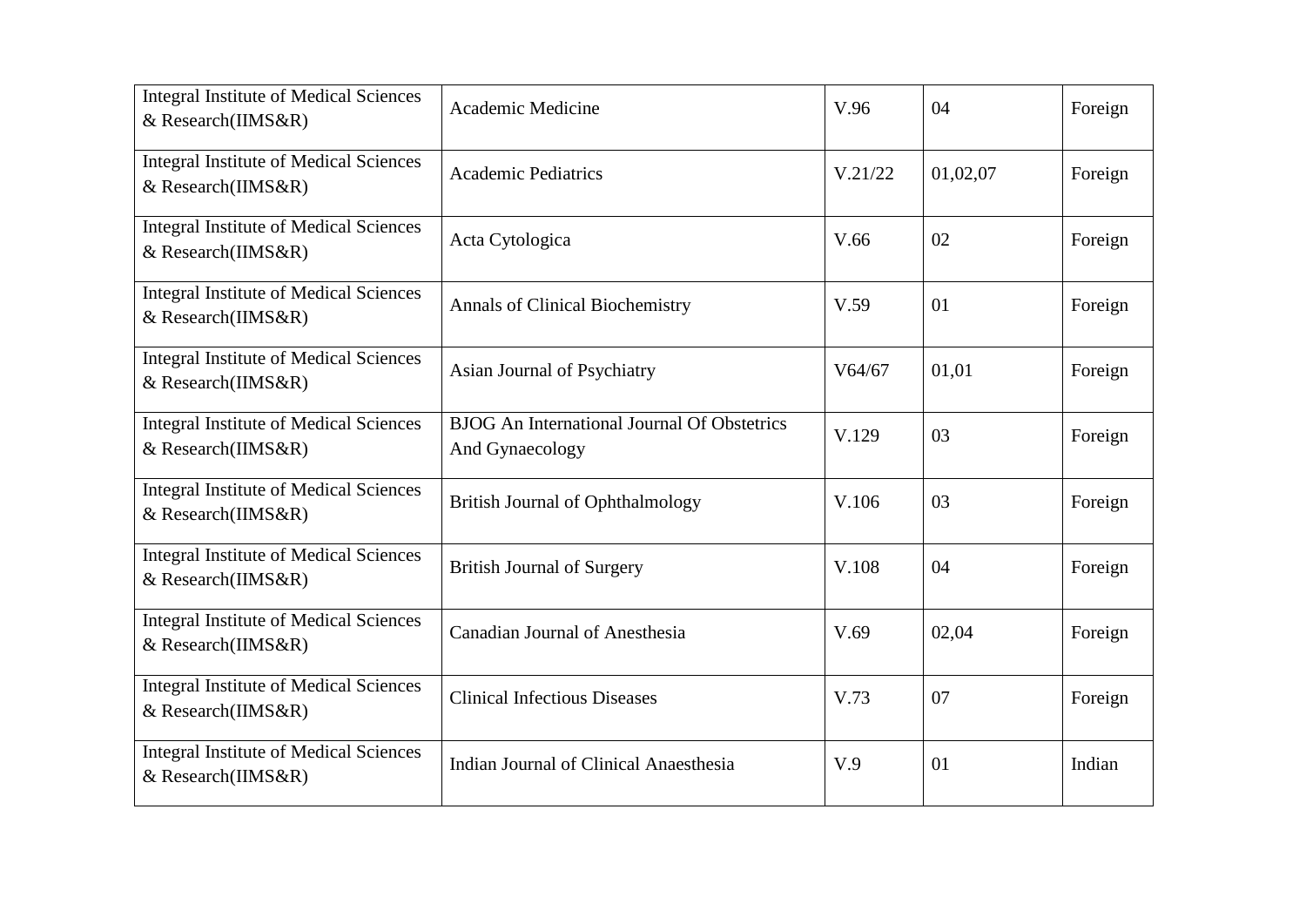| Integral Institute of Medical Sciences & Research(IIMS&R) | Academic Medicine | V.96 | 04 | Foreign |
|---|---|---|---|---|
| Integral Institute of Medical Sciences & Research(IIMS&R) | Academic Pediatrics | V.21/22 | 01,02,07 | Foreign |
| Integral Institute of Medical Sciences & Research(IIMS&R) | Acta Cytologica | V.66 | 02 | Foreign |
| Integral Institute of Medical Sciences & Research(IIMS&R) | Annals of Clinical Biochemistry | V.59 | 01 | Foreign |
| Integral Institute of Medical Sciences & Research(IIMS&R) | Asian Journal of Psychiatry | V64/67 | 01,01 | Foreign |
| Integral Institute of Medical Sciences & Research(IIMS&R) | BJOG An International Journal Of Obstetrics And Gynaecology | V.129 | 03 | Foreign |
| Integral Institute of Medical Sciences & Research(IIMS&R) | British Journal of Ophthalmology | V.106 | 03 | Foreign |
| Integral Institute of Medical Sciences & Research(IIMS&R) | British Journal of Surgery | V.108 | 04 | Foreign |
| Integral Institute of Medical Sciences & Research(IIMS&R) | Canadian Journal of Anesthesia | V.69 | 02,04 | Foreign |
| Integral Institute of Medical Sciences & Research(IIMS&R) | Clinical Infectious Diseases | V.73 | 07 | Foreign |
| Integral Institute of Medical Sciences & Research(IIMS&R) | Indian Journal of Clinical Anaesthesia | V.9 | 01 | Indian |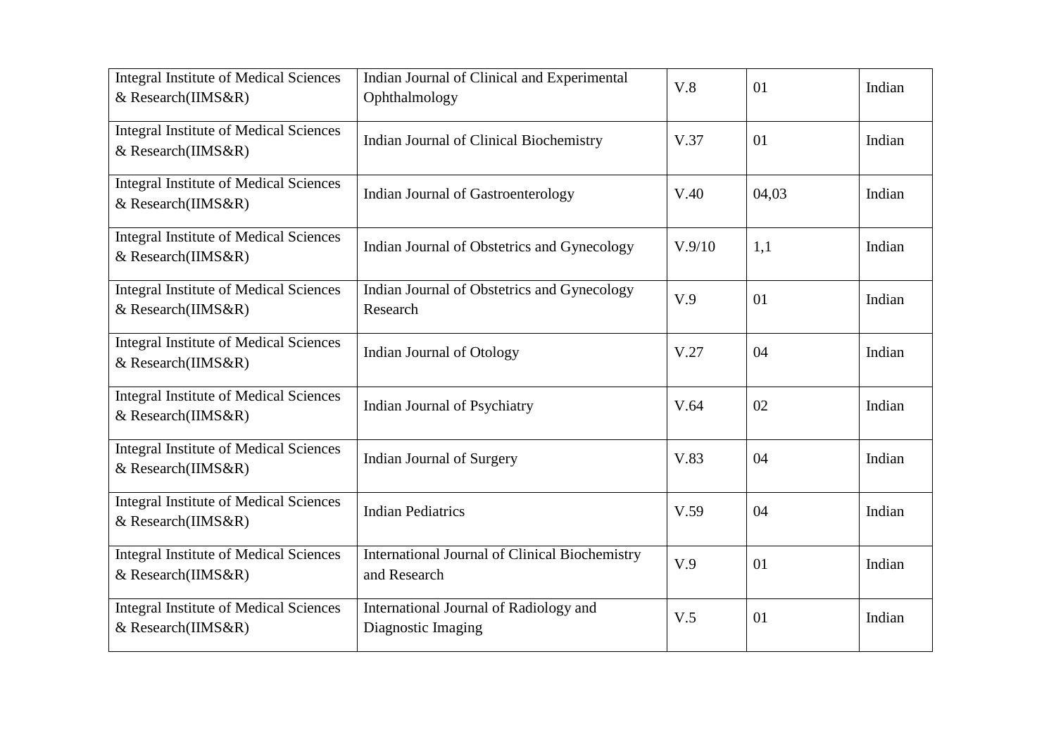| | | | | |
|---|---|---|---|---|
| Integral Institute of Medical Sciences & Research(IIMS&R) | Indian Journal of Clinical and Experimental Ophthalmology | V.8 | 01 | Indian |
| Integral Institute of Medical Sciences & Research(IIMS&R) | Indian Journal of Clinical Biochemistry | V.37 | 01 | Indian |
| Integral Institute of Medical Sciences & Research(IIMS&R) | Indian Journal of Gastroenterology | V.40 | 04,03 | Indian |
| Integral Institute of Medical Sciences & Research(IIMS&R) | Indian Journal of Obstetrics and Gynecology | V.9/10 | 1,1 | Indian |
| Integral Institute of Medical Sciences & Research(IIMS&R) | Indian Journal of Obstetrics and Gynecology Research | V.9 | 01 | Indian |
| Integral Institute of Medical Sciences & Research(IIMS&R) | Indian Journal of Otology | V.27 | 04 | Indian |
| Integral Institute of Medical Sciences & Research(IIMS&R) | Indian Journal of Psychiatry | V.64 | 02 | Indian |
| Integral Institute of Medical Sciences & Research(IIMS&R) | Indian Journal of Surgery | V.83 | 04 | Indian |
| Integral Institute of Medical Sciences & Research(IIMS&R) | Indian Pediatrics | V.59 | 04 | Indian |
| Integral Institute of Medical Sciences & Research(IIMS&R) | International Journal of Clinical Biochemistry and Research | V.9 | 01 | Indian |
| Integral Institute of Medical Sciences & Research(IIMS&R) | International Journal of Radiology and Diagnostic Imaging | V.5 | 01 | Indian |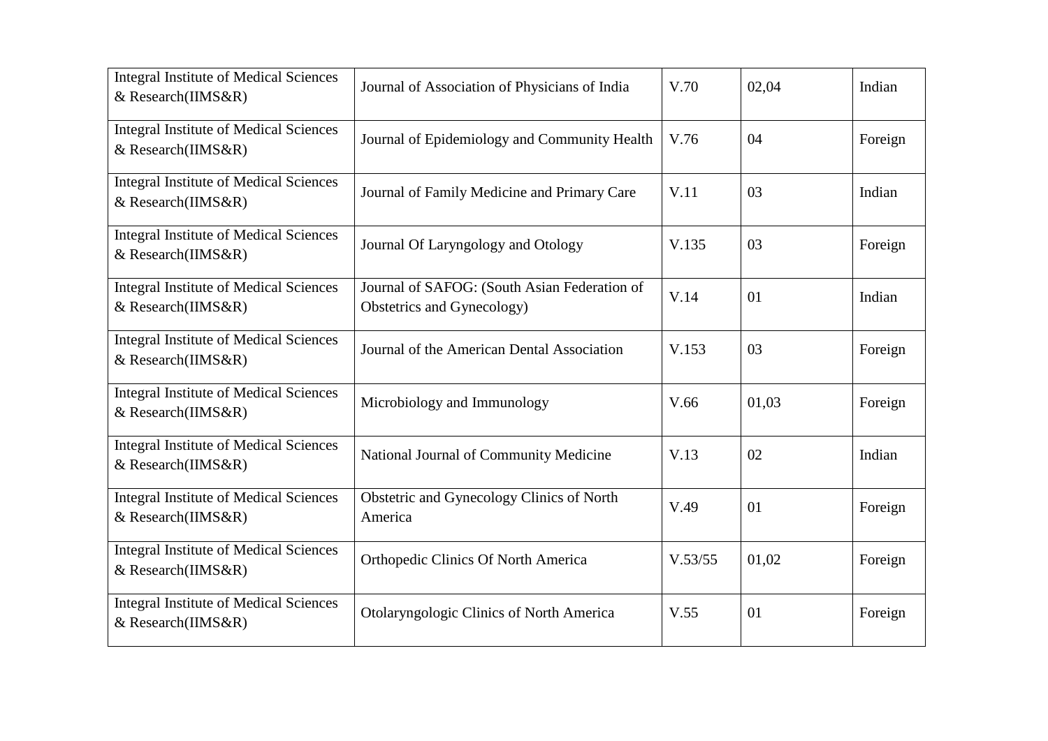| Integral Institute of Medical Sciences & Research(IIMS&R) | Journal of Association of Physicians of India | V.70 | 02,04 | Indian |
|---|---|---|---|---|
| Integral Institute of Medical Sciences & Research(IIMS&R) | Journal of Epidemiology and Community Health | V.76 | 04 | Foreign |
| Integral Institute of Medical Sciences & Research(IIMS&R) | Journal of Family Medicine and Primary Care | V.11 | 03 | Indian |
| Integral Institute of Medical Sciences & Research(IIMS&R) | Journal Of Laryngology and Otology | V.135 | 03 | Foreign |
| Integral Institute of Medical Sciences & Research(IIMS&R) | Journal of SAFOG: (South Asian Federation of Obstetrics and Gynecology) | V.14 | 01 | Indian |
| Integral Institute of Medical Sciences & Research(IIMS&R) | Journal of the American Dental Association | V.153 | 03 | Foreign |
| Integral Institute of Medical Sciences & Research(IIMS&R) | Microbiology and Immunology | V.66 | 01,03 | Foreign |
| Integral Institute of Medical Sciences & Research(IIMS&R) | National Journal of Community Medicine | V.13 | 02 | Indian |
| Integral Institute of Medical Sciences & Research(IIMS&R) | Obstetric and Gynecology Clinics of North America | V.49 | 01 | Foreign |
| Integral Institute of Medical Sciences & Research(IIMS&R) | Orthopedic Clinics Of North America | V.53/55 | 01,02 | Foreign |
| Integral Institute of Medical Sciences & Research(IIMS&R) | Otolaryngologic Clinics of North America | V.55 | 01 | Foreign |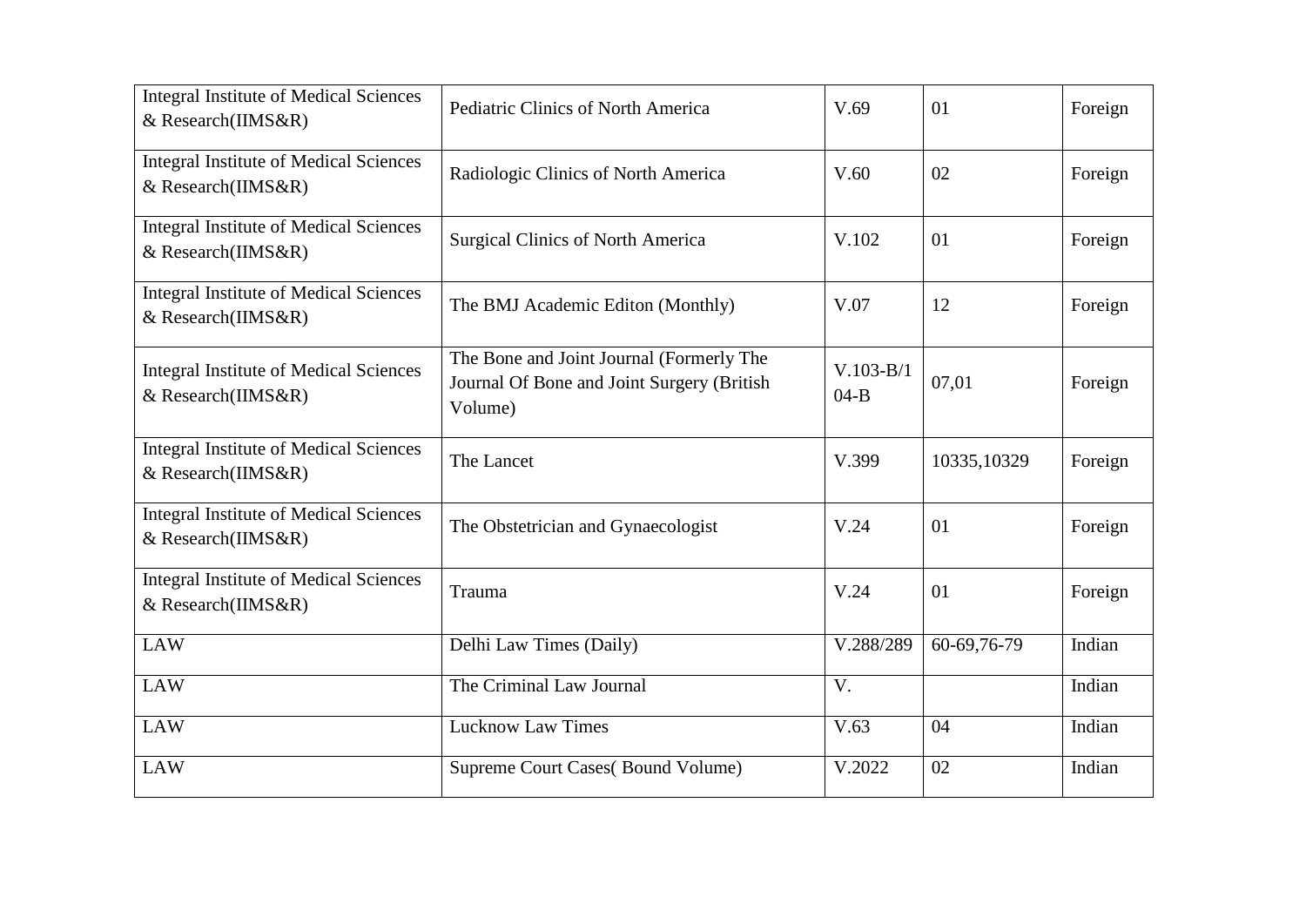| | | | | |
|---|---|---|---|---|
| Integral Institute of Medical Sciences & Research(IIMS&R) | Pediatric Clinics of North America | V.69 | 01 | Foreign |
| Integral Institute of Medical Sciences & Research(IIMS&R) | Radiologic Clinics of North America | V.60 | 02 | Foreign |
| Integral Institute of Medical Sciences & Research(IIMS&R) | Surgical Clinics of North America | V.102 | 01 | Foreign |
| Integral Institute of Medical Sciences & Research(IIMS&R) | The BMJ Academic Editon (Monthly) | V.07 | 12 | Foreign |
| Integral Institute of Medical Sciences & Research(IIMS&R) | The Bone and Joint Journal (Formerly The Journal Of Bone and Joint Surgery (British Volume) | V.103-B/104-B | 07,01 | Foreign |
| Integral Institute of Medical Sciences & Research(IIMS&R) | The Lancet | V.399 | 10335,10329 | Foreign |
| Integral Institute of Medical Sciences & Research(IIMS&R) | The Obstetrician and Gynaecologist | V.24 | 01 | Foreign |
| Integral Institute of Medical Sciences & Research(IIMS&R) | Trauma | V.24 | 01 | Foreign |
| LAW | Delhi Law Times (Daily) | V.288/289 | 60-69,76-79 | Indian |
| LAW | The Criminal Law Journal | V. | | Indian |
| LAW | Lucknow Law Times | V.63 | 04 | Indian |
| LAW | Supreme Court Cases( Bound Volume) | V.2022 | 02 | Indian |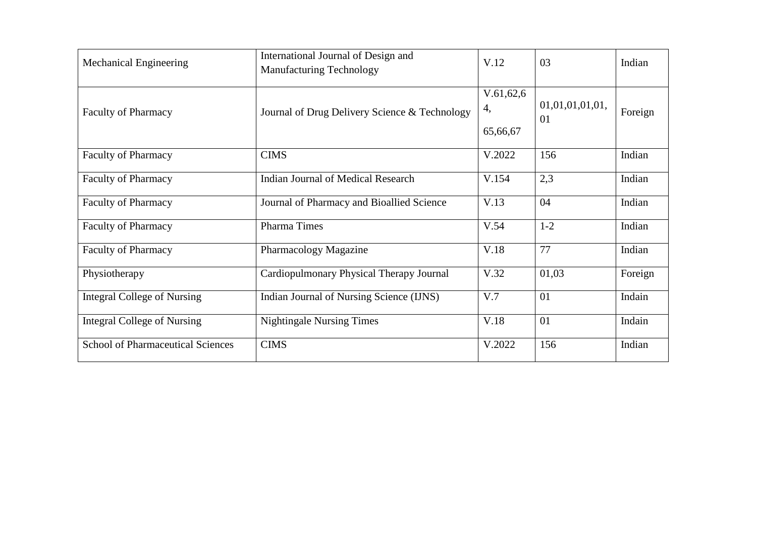| | | | | |
|---|---|---|---|---|
| Mechanical Engineering | International Journal of Design and Manufacturing Technology | V.12 | 03 | Indian |
| Faculty of Pharmacy | Journal of Drug Delivery Science & Technology | V.61,62,64, 65,66,67 | 01,01,01,01,01, 01 | Foreign |
| Faculty of Pharmacy | CIMS | V.2022 | 156 | Indian |
| Faculty of Pharmacy | Indian Journal of Medical Research | V.154 | 2,3 | Indian |
| Faculty of Pharmacy | Journal of Pharmacy and Bioallied Science | V.13 | 04 | Indian |
| Faculty of Pharmacy | Pharma Times | V.54 | 1-2 | Indian |
| Faculty of Pharmacy | Pharmacology Magazine | V.18 | 77 | Indian |
| Physiotherapy | Cardiopulmonary Physical Therapy Journal | V.32 | 01,03 | Foreign |
| Integral College of Nursing | Indian Journal of Nursing Science (IJNS) | V.7 | 01 | Indain |
| Integral College of Nursing | Nightingale Nursing Times | V.18 | 01 | Indain |
| School of Pharmaceutical Sciences | CIMS | V.2022 | 156 | Indian |